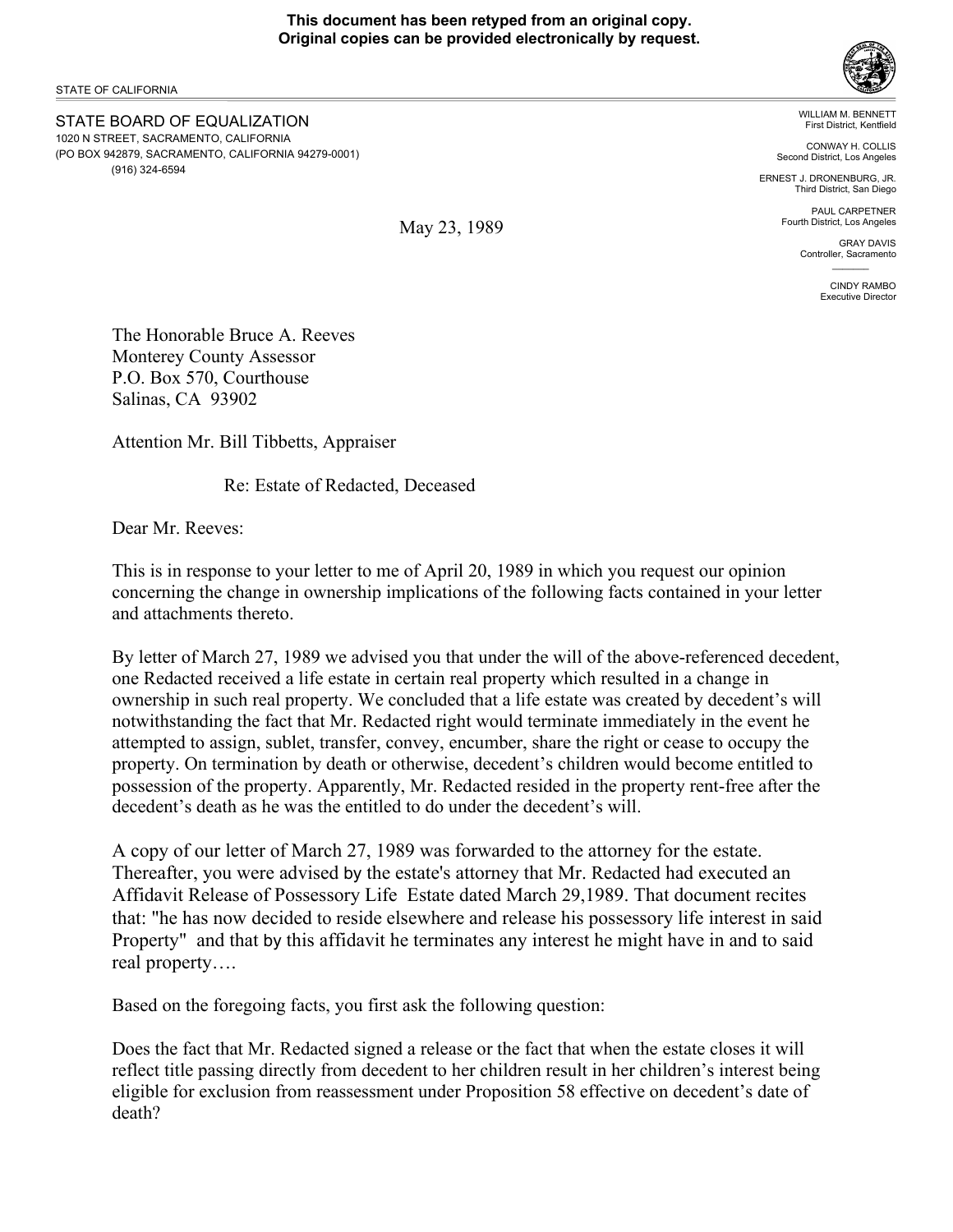**This document has been retyped from an original copy.**
**Original copies can be provided electronically by request.**

STATE OF CALIFORNIA

STATE BOARD OF EQUALIZATION
1020 N STREET, SACRAMENTO, CALIFORNIA
(PO BOX 942879, SACRAMENTO, CALIFORNIA 94279-0001)
(916) 324-6594

WILLIAM M. BENNETT
First District, Kentfield

CONWAY H. COLLIS
Second District, Los Angeles

ERNEST J. DRONENBURG, JR.
Third District, San Diego

PAUL CARPETNER
Fourth District, Los Angeles

GRAY DAVIS
Controller, Sacramento

CINDY RAMBO
Executive Director

May 23, 1989

The Honorable Bruce A. Reeves
Monterey County Assessor
P.O. Box 570, Courthouse
Salinas, CA 93902

Attention Mr. Bill Tibbetts, Appraiser

Re: Estate of Redacted, Deceased

Dear Mr. Reeves:

This is in response to your letter to me of April 20, 1989 in which you request our opinion concerning the change in ownership implications of the following facts contained in your letter and attachments thereto.

By letter of March 27, 1989 we advised you that under the will of the above-referenced decedent, one Redacted received a life estate in certain real property which resulted in a change in ownership in such real property. We concluded that a life estate was created by decedent's will notwithstanding the fact that Mr. Redacted right would terminate immediately in the event he attempted to assign, sublet, transfer, convey, encumber, share the right or cease to occupy the property. On termination by death or otherwise, decedent's children would become entitled to possession of the property. Apparently, Mr. Redacted resided in the property rent-free after the decedent's death as he was the entitled to do under the decedent's will.

A copy of our letter of March 27, 1989 was forwarded to the attorney for the estate. Thereafter, you were advised by the estate's attorney that Mr. Redacted had executed an Affidavit Release of Possessory Life Estate dated March 29,1989. That document recites that: "he has now decided to reside elsewhere and release his possessory life interest in said Property" and that by this affidavit he terminates any interest he might have in and to said real property….

Based on the foregoing facts, you first ask the following question:

Does the fact that Mr. Redacted signed a release or the fact that when the estate closes it will reflect title passing directly from decedent to her children result in her children's interest being eligible for exclusion from reassessment under Proposition 58 effective on decedent's date of death?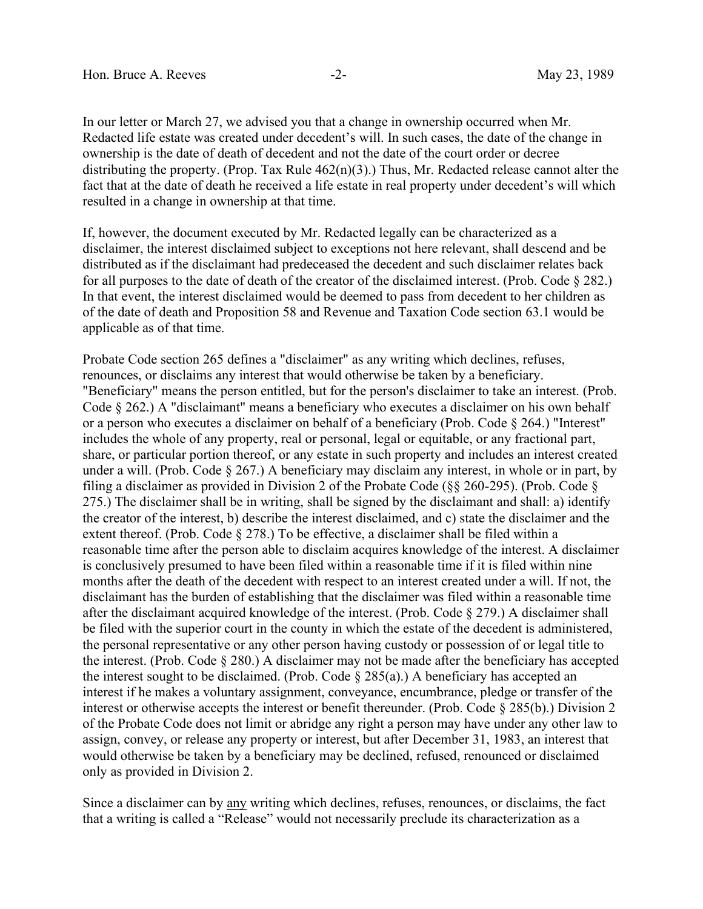In our letter or March 27, we advised you that a change in ownership occurred when Mr. Redacted life estate was created under decedent's will. In such cases, the date of the change in ownership is the date of death of decedent and not the date of the court order or decree distributing the property. (Prop. Tax Rule 462(n)(3).) Thus, Mr. Redacted release cannot alter the fact that at the date of death he received a life estate in real property under decedent's will which resulted in a change in ownership at that time.

If, however, the document executed by Mr. Redacted legally can be characterized as a disclaimer, the interest disclaimed subject to exceptions not here relevant, shall descend and be distributed as if the disclaimant had predeceased the decedent and such disclaimer relates back for all purposes to the date of death of the creator of the disclaimed interest. (Prob. Code § 282.) In that event, the interest disclaimed would be deemed to pass from decedent to her children as of the date of death and Proposition 58 and Revenue and Taxation Code section 63.1 would be applicable as of that time.

Probate Code section 265 defines a "disclaimer" as any writing which declines, refuses, renounces, or disclaims any interest that would otherwise be taken by a beneficiary. "Beneficiary" means the person entitled, but for the person's disclaimer to take an interest. (Prob. Code § 262.) A "disclaimant" means a beneficiary who executes a disclaimer on his own behalf or a person who executes a disclaimer on behalf of a beneficiary (Prob. Code § 264.) "Interest" includes the whole of any property, real or personal, legal or equitable, or any fractional part, share, or particular portion thereof, or any estate in such property and includes an interest created under a will. (Prob. Code § 267.) A beneficiary may disclaim any interest, in whole or in part, by filing a disclaimer as provided in Division 2 of the Probate Code (§§ 260-295). (Prob. Code § 275.) The disclaimer shall be in writing, shall be signed by the disclaimant and shall: a) identify the creator of the interest, b) describe the interest disclaimed, and c) state the disclaimer and the extent thereof. (Prob. Code § 278.) To be effective, a disclaimer shall be filed within a reasonable time after the person able to disclaim acquires knowledge of the interest. A disclaimer is conclusively presumed to have been filed within a reasonable time if it is filed within nine months after the death of the decedent with respect to an interest created under a will. If not, the disclaimant has the burden of establishing that the disclaimer was filed within a reasonable time after the disclaimant acquired knowledge of the interest. (Prob. Code § 279.) A disclaimer shall be filed with the superior court in the county in which the estate of the decedent is administered, the personal representative or any other person having custody or possession of or legal title to the interest. (Prob. Code § 280.) A disclaimer may not be made after the beneficiary has accepted the interest sought to be disclaimed. (Prob. Code § 285(a).) A beneficiary has accepted an interest if he makes a voluntary assignment, conveyance, encumbrance, pledge or transfer of the interest or otherwise accepts the interest or benefit thereunder. (Prob. Code § 285(b).) Division 2 of the Probate Code does not limit or abridge any right a person may have under any other law to assign, convey, or release any property or interest, but after December 31, 1983, an interest that would otherwise be taken by a beneficiary may be declined, refused, renounced or disclaimed only as provided in Division 2.

Since a disclaimer can by <u>any</u> writing which declines, refuses, renounces, or disclaims, the fact that a writing is called a "Release" would not necessarily preclude its characterization as a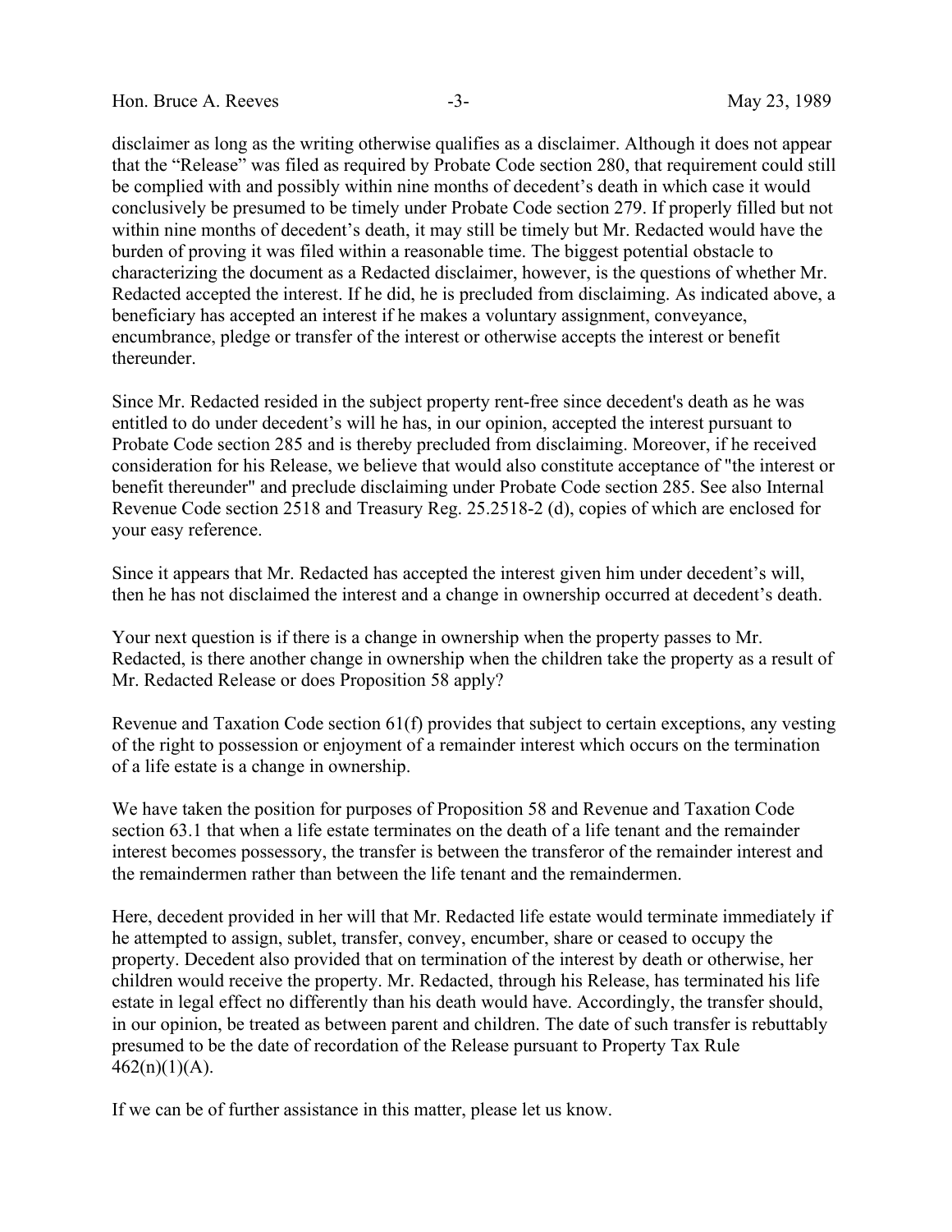disclaimer as long as the writing otherwise qualifies as a disclaimer. Although it does not appear that the "Release" was filed as required by Probate Code section 280, that requirement could still be complied with and possibly within nine months of decedent's death in which case it would conclusively be presumed to be timely under Probate Code section 279. If properly filled but not within nine months of decedent's death, it may still be timely but Mr. Redacted would have the burden of proving it was filed within a reasonable time. The biggest potential obstacle to characterizing the document as a Redacted disclaimer, however, is the questions of whether Mr. Redacted accepted the interest. If he did, he is precluded from disclaiming. As indicated above, a beneficiary has accepted an interest if he makes a voluntary assignment, conveyance, encumbrance, pledge or transfer of the interest or otherwise accepts the interest or benefit thereunder.

Since Mr. Redacted resided in the subject property rent-free since decedent's death as he was entitled to do under decedent's will he has, in our opinion, accepted the interest pursuant to Probate Code section 285 and is thereby precluded from disclaiming. Moreover, if he received consideration for his Release, we believe that would also constitute acceptance of "the interest or benefit thereunder" and preclude disclaiming under Probate Code section 285. See also Internal Revenue Code section 2518 and Treasury Reg. 25.2518-2 (d), copies of which are enclosed for your easy reference.

Since it appears that Mr. Redacted has accepted the interest given him under decedent's will, then he has not disclaimed the interest and a change in ownership occurred at decedent's death.

Your next question is if there is a change in ownership when the property passes to Mr. Redacted, is there another change in ownership when the children take the property as a result of Mr. Redacted Release or does Proposition 58 apply?

Revenue and Taxation Code section 61(f) provides that subject to certain exceptions, any vesting of the right to possession or enjoyment of a remainder interest which occurs on the termination of a life estate is a change in ownership.

We have taken the position for purposes of Proposition 58 and Revenue and Taxation Code section 63.1 that when a life estate terminates on the death of a life tenant and the remainder interest becomes possessory, the transfer is between the transferor of the remainder interest and the remaindermen rather than between the life tenant and the remaindermen.

Here, decedent provided in her will that Mr. Redacted life estate would terminate immediately if he attempted to assign, sublet, transfer, convey, encumber, share or ceased to occupy the property. Decedent also provided that on termination of the interest by death or otherwise, her children would receive the property. Mr. Redacted, through his Release, has terminated his life estate in legal effect no differently than his death would have. Accordingly, the transfer should, in our opinion, be treated as between parent and children. The date of such transfer is rebuttably presumed to be the date of recordation of the Release pursuant to Property Tax Rule 462(n)(1)(A).

If we can be of further assistance in this matter, please let us know.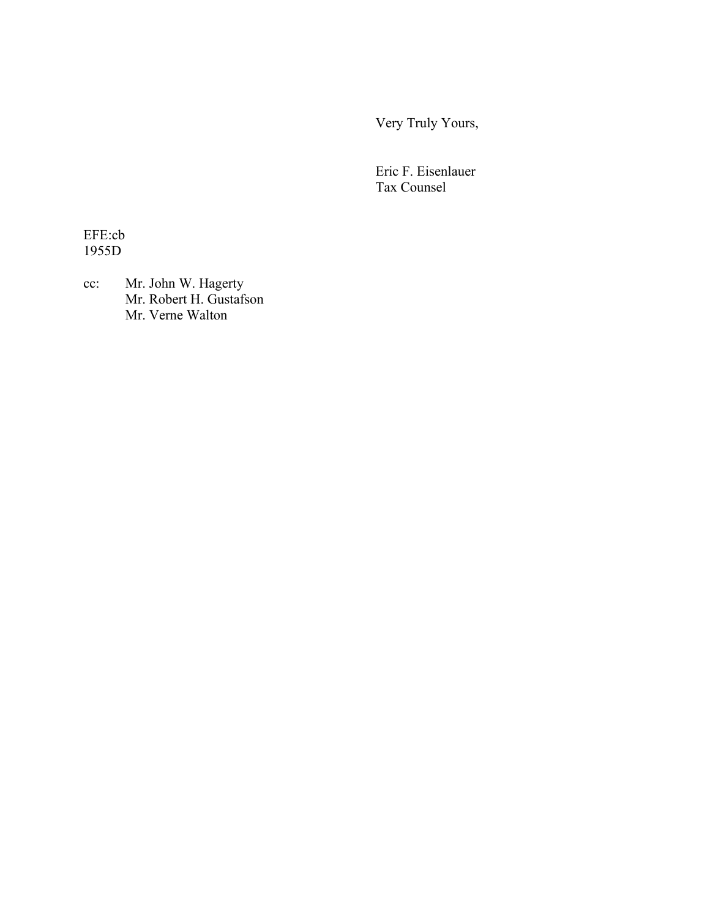Very Truly Yours,

Eric F. Eisenlauer
Tax Counsel

EFE:cb
1955D

cc: Mr. John W. Hagerty
Mr. Robert H. Gustafson
Mr. Verne Walton